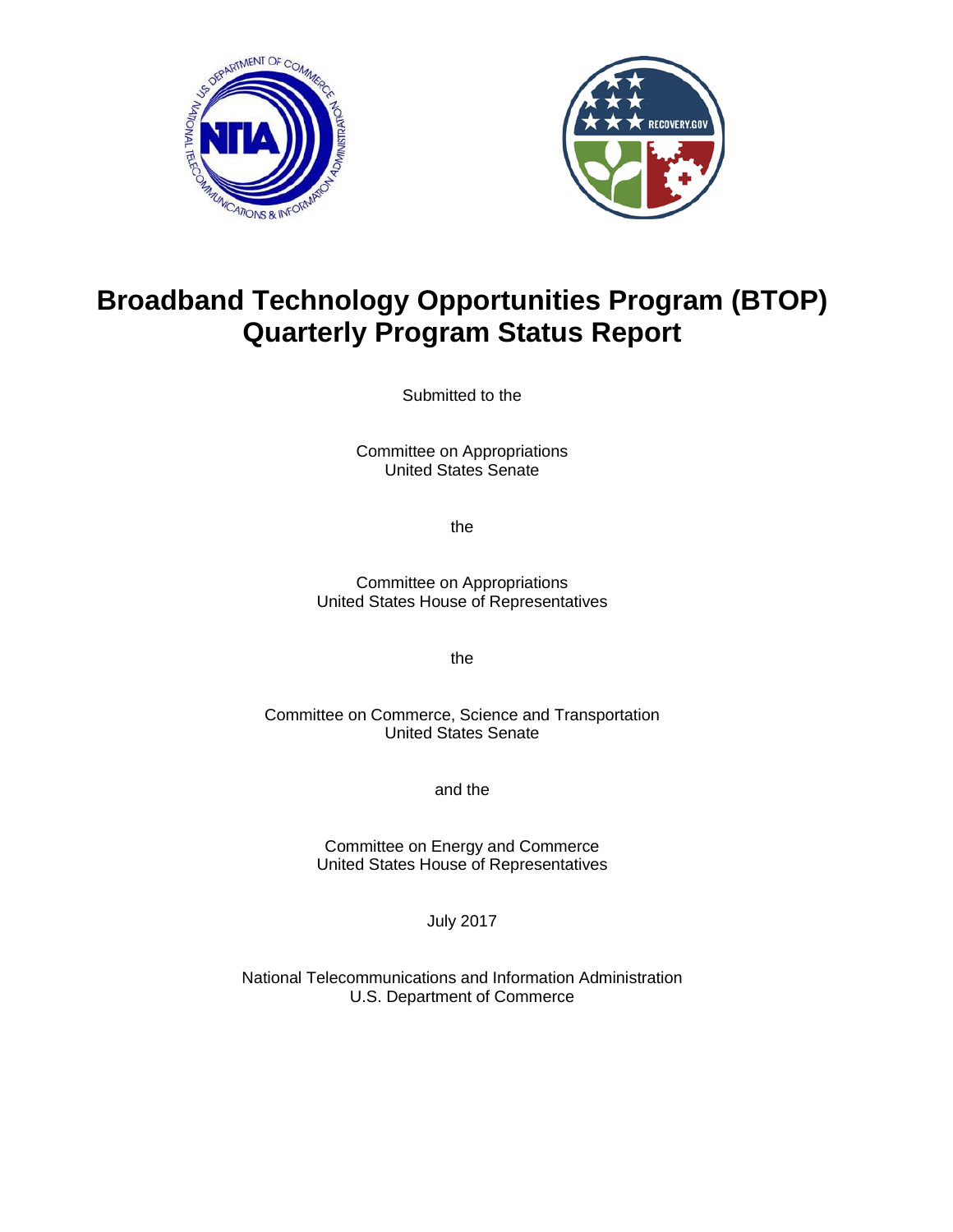# Broadband Technology Opportunities Program (BTOP) Quarterly Program Status Report

Submitted to the

Committee on Appropriations
United States Senate

the

Committee on Appropriations
United States House of Representatives

the

Committee on Commerce, Science and Transportation
United States Senate

and the

Committee on Energy and Commerce
United States House of Representatives

July 2017

National Telecommunications and Information Administration
U.S. Department of Commerce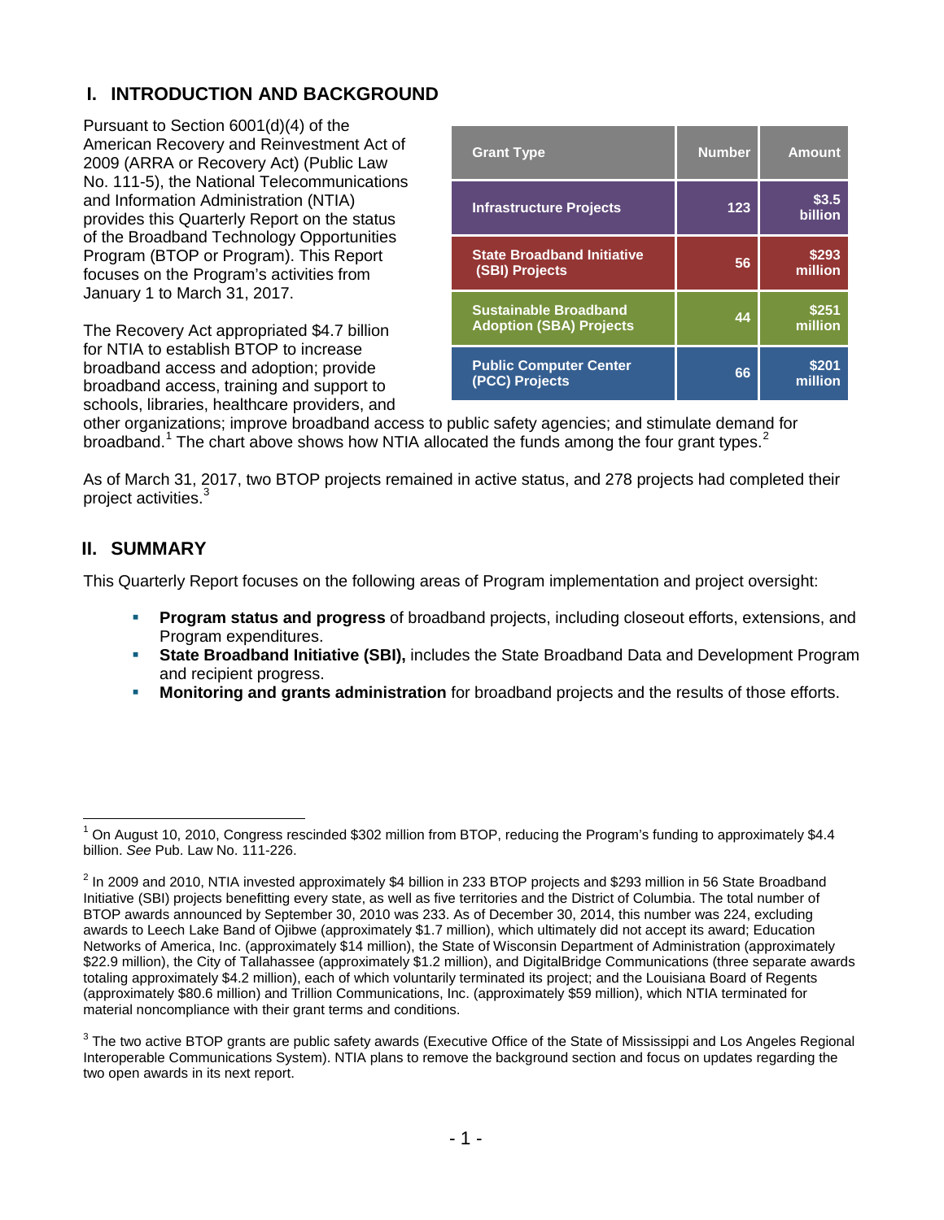## I. INTRODUCTION AND BACKGROUND

Pursuant to Section 6001(d)(4) of the American Recovery and Reinvestment Act of 2009 (ARRA or Recovery Act) (Public Law No. 111-5), the National Telecommunications and Information Administration (NTIA) provides this Quarterly Report on the status of the Broadband Technology Opportunities Program (BTOP or Program). This Report focuses on the Program's activities from January 1 to March 31, 2017.

| Grant Type | Number | Amount |
|---|---|---|
| Infrastructure Projects | 123 | $3.5 billion |
| State Broadband Initiative (SBI) Projects | 56 | $293 million |
| Sustainable Broadband Adoption (SBA) Projects | 44 | $251 million |
| Public Computer Center (PCC) Projects | 66 | $201 million |

The Recovery Act appropriated $4.7 billion for NTIA to establish BTOP to increase broadband access and adoption; provide broadband access, training and support to schools, libraries, healthcare providers, and other organizations; improve broadband access to public safety agencies; and stimulate demand for broadband.[1] The chart above shows how NTIA allocated the funds among the four grant types.[2]

As of March 31, 2017, two BTOP projects remained in active status, and 278 projects had completed their project activities.[3]

## II. SUMMARY

This Quarterly Report focuses on the following areas of Program implementation and project oversight:

- **Program status and progress** of broadband projects, including closeout efforts, extensions, and Program expenditures.
- **State Broadband Initiative (SBI),** includes the State Broadband Data and Development Program and recipient progress.
- **Monitoring and grants administration** for broadband projects and the results of those efforts.

---

[1] On August 10, 2010, Congress rescinded $302 million from BTOP, reducing the Program's funding to approximately $4.4 billion. *See* Pub. Law No. 111-226.

[2] In 2009 and 2010, NTIA invested approximately $4 billion in 233 BTOP projects and $293 million in 56 State Broadband Initiative (SBI) projects benefitting every state, as well as five territories and the District of Columbia. The total number of BTOP awards announced by September 30, 2010 was 233. As of December 30, 2014, this number was 224, excluding awards to Leech Lake Band of Ojibwe (approximately $1.7 million), which ultimately did not accept its award; Education Networks of America, Inc. (approximately $14 million), the State of Wisconsin Department of Administration (approximately $22.9 million), the City of Tallahassee (approximately $1.2 million), and DigitalBridge Communications (three separate awards totaling approximately $4.2 million), each of which voluntarily terminated its project; and the Louisiana Board of Regents (approximately $80.6 million) and Trillion Communications, Inc. (approximately $59 million), which NTIA terminated for material noncompliance with their grant terms and conditions.

[3] The two active BTOP grants are public safety awards (Executive Office of the State of Mississippi and Los Angeles Regional Interoperable Communications System). NTIA plans to remove the background section and focus on updates regarding the two open awards in its next report.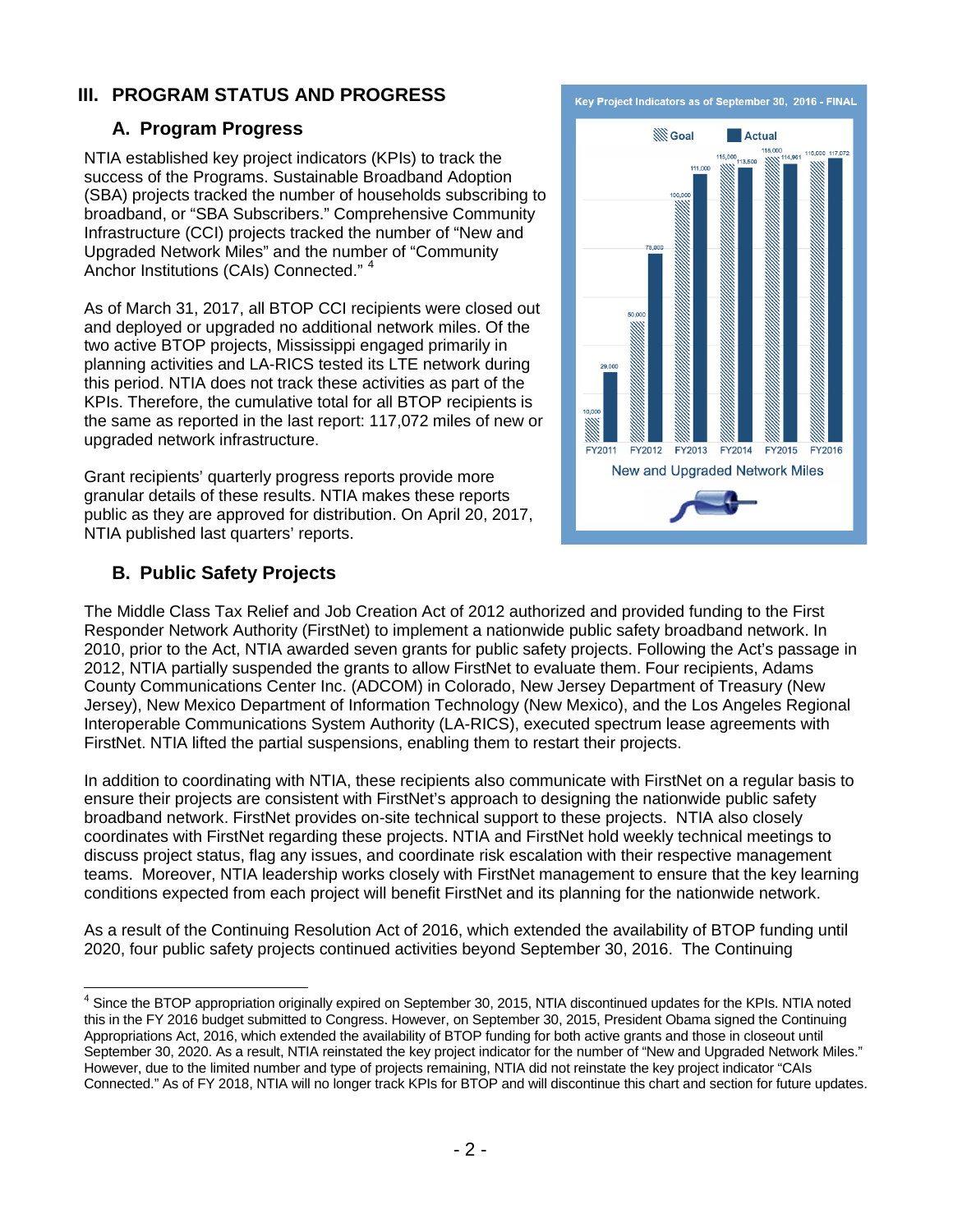## III. PROGRAM STATUS AND PROGRESS

### A. Program Progress

NTIA established key project indicators (KPIs) to track the success of the Programs. Sustainable Broadband Adoption (SBA) projects tracked the number of households subscribing to broadband, or "SBA Subscribers." Comprehensive Community Infrastructure (CCI) projects tracked the number of "New and Upgraded Network Miles" and the number of "Community Anchor Institutions (CAIs) Connected." [4]

Key Project Indicators as of September 30, 2016 - FINAL

| | Goal | Actual |
|---|---|---|
| FY2011 | 10,000 | 29,000 |
| FY2012 | 50,000 | 78,000 |
| FY2013 | 100,000 | 111,000 |
| FY2014 | 115,000 | 113,500 |
| FY2015 | 118,000 | 114,961 |
| FY2016 | 110,000 | 117,072 |

New and Upgraded Network Miles

As of March 31, 2017, all BTOP CCI recipients were closed out and deployed or upgraded no additional network miles. Of the two active BTOP projects, Mississippi engaged primarily in planning activities and LA-RICS tested its LTE network during this period. NTIA does not track these activities as part of the KPIs. Therefore, the cumulative total for all BTOP recipients is the same as reported in the last report: 117,072 miles of new or upgraded network infrastructure.

Grant recipients' quarterly progress reports provide more granular details of these results. NTIA makes these reports public as they are approved for distribution. On April 20, 2017, NTIA published last quarters' reports.

### B. Public Safety Projects

The Middle Class Tax Relief and Job Creation Act of 2012 authorized and provided funding to the First Responder Network Authority (FirstNet) to implement a nationwide public safety broadband network. In 2010, prior to the Act, NTIA awarded seven grants for public safety projects. Following the Act's passage in 2012, NTIA partially suspended the grants to allow FirstNet to evaluate them. Four recipients, Adams County Communications Center Inc. (ADCOM) in Colorado, New Jersey Department of Treasury (New Jersey), New Mexico Department of Information Technology (New Mexico), and the Los Angeles Regional Interoperable Communications System Authority (LA-RICS), executed spectrum lease agreements with FirstNet. NTIA lifted the partial suspensions, enabling them to restart their projects.

In addition to coordinating with NTIA, these recipients also communicate with FirstNet on a regular basis to ensure their projects are consistent with FirstNet's approach to designing the nationwide public safety broadband network. FirstNet provides on-site technical support to these projects. NTIA also closely coordinates with FirstNet regarding these projects. NTIA and FirstNet hold weekly technical meetings to discuss project status, flag any issues, and coordinate risk escalation with their respective management teams. Moreover, NTIA leadership works closely with FirstNet management to ensure that the key learning conditions expected from each project will benefit FirstNet and its planning for the nationwide network.

As a result of the Continuing Resolution Act of 2016, which extended the availability of BTOP funding until 2020, four public safety projects continued activities beyond September 30, 2016. The Continuing

[4] Since the BTOP appropriation originally expired on September 30, 2015, NTIA discontinued updates for the KPIs. NTIA noted this in the FY 2016 budget submitted to Congress. However, on September 30, 2015, President Obama signed the Continuing Appropriations Act, 2016, which extended the availability of BTOP funding for both active grants and those in closeout until September 30, 2020. As a result, NTIA reinstated the key project indicator for the number of "New and Upgraded Network Miles." However, due to the limited number and type of projects remaining, NTIA did not reinstate the key project indicator "CAIs Connected." As of FY 2018, NTIA will no longer track KPIs for BTOP and will discontinue this chart and section for future updates.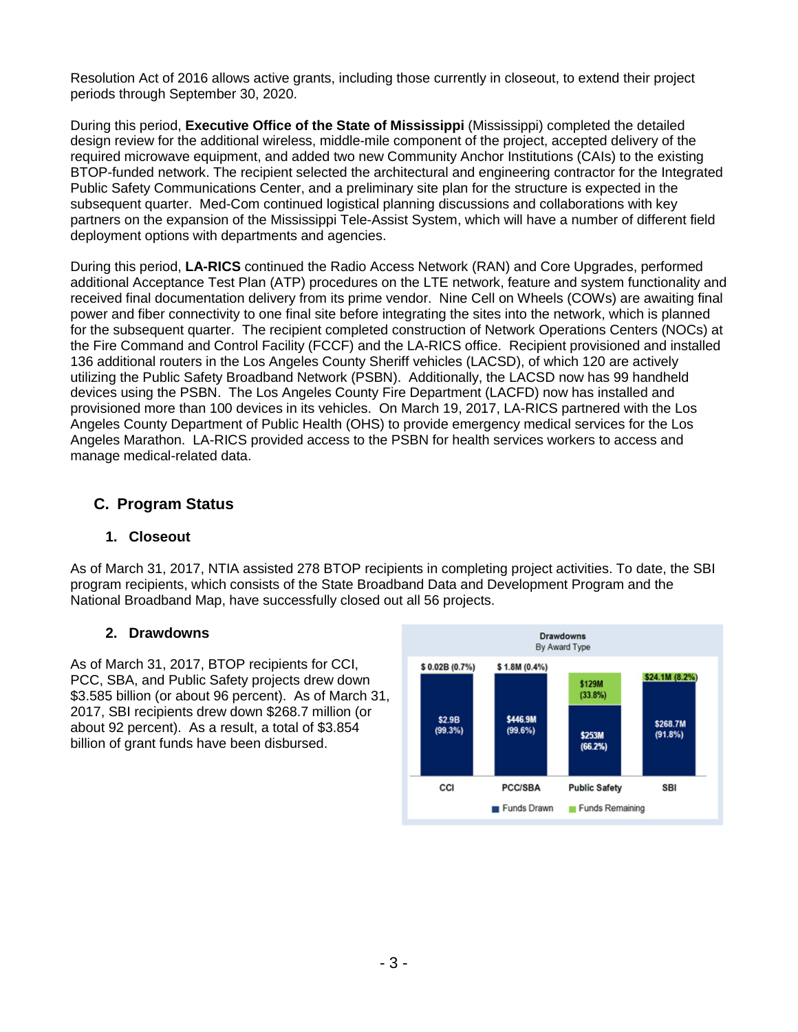Resolution Act of 2016 allows active grants, including those currently in closeout, to extend their project periods through September 30, 2020.

During this period, **Executive Office of the State of Mississippi** (Mississippi) completed the detailed design review for the additional wireless, middle-mile component of the project, accepted delivery of the required microwave equipment, and added two new Community Anchor Institutions (CAIs) to the existing BTOP-funded network. The recipient selected the architectural and engineering contractor for the Integrated Public Safety Communications Center, and a preliminary site plan for the structure is expected in the subsequent quarter. Med-Com continued logistical planning discussions and collaborations with key partners on the expansion of the Mississippi Tele-Assist System, which will have a number of different field deployment options with departments and agencies.

During this period, **LA-RICS** continued the Radio Access Network (RAN) and Core Upgrades, performed additional Acceptance Test Plan (ATP) procedures on the LTE network, feature and system functionality and received final documentation delivery from its prime vendor. Nine Cell on Wheels (COWs) are awaiting final power and fiber connectivity to one final site before integrating the sites into the network, which is planned for the subsequent quarter. The recipient completed construction of Network Operations Centers (NOCs) at the Fire Command and Control Facility (FCCF) and the LA-RICS office. Recipient provisioned and installed 136 additional routers in the Los Angeles County Sheriff vehicles (LACSD), of which 120 are actively utilizing the Public Safety Broadband Network (PSBN). Additionally, the LACSD now has 99 handheld devices using the PSBN. The Los Angeles County Fire Department (LACFD) now has installed and provisioned more than 100 devices in its vehicles. On March 19, 2017, LA-RICS partnered with the Los Angeles County Department of Public Health (OHS) to provide emergency medical services for the Los Angeles Marathon. LA-RICS provided access to the PSBN for health services workers to access and manage medical-related data.

## C. Program Status

### 1. Closeout

As of March 31, 2017, NTIA assisted 278 BTOP recipients in completing project activities. To date, the SBI program recipients, which consists of the State Broadband Data and Development Program and the National Broadband Map, have successfully closed out all 56 projects.

### 2. Drawdowns

As of March 31, 2017, BTOP recipients for CCI, PCC, SBA, and Public Safety projects drew down $3.585 billion (or about 96 percent). As of March 31, 2017, SBI recipients drew down $268.7 million (or about 92 percent). As a result, a total of $3.854 billion of grant funds have been disbursed.

**Drawdowns**
By Award Type

| | CCI | PCC/SBA | Public Safety | SBI |
|---|---|---|---|---|
| Funds Drawn | $2.9B (99.3%) | $446.9M (99.6%) | $253M (66.2%) | $268.7M (91.8%) |
| Funds Remaining | $ 0.02B (0.7%) | $ 1.8M (0.4%) | $129M (33.8%) | $24.1M (8.2%) |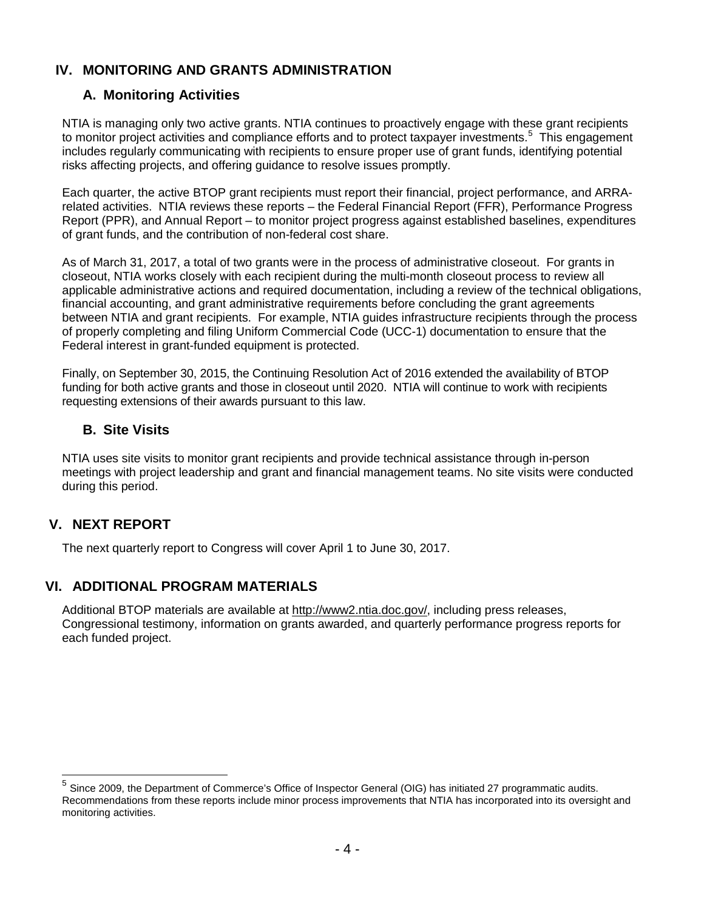## IV. MONITORING AND GRANTS ADMINISTRATION

### A. Monitoring Activities

NTIA is managing only two active grants. NTIA continues to proactively engage with these grant recipients to monitor project activities and compliance efforts and to protect taxpayer investments.[5] This engagement includes regularly communicating with recipients to ensure proper use of grant funds, identifying potential risks affecting projects, and offering guidance to resolve issues promptly.

Each quarter, the active BTOP grant recipients must report their financial, project performance, and ARRA-related activities. NTIA reviews these reports – the Federal Financial Report (FFR), Performance Progress Report (PPR), and Annual Report – to monitor project progress against established baselines, expenditures of grant funds, and the contribution of non-federal cost share.

As of March 31, 2017, a total of two grants were in the process of administrative closeout. For grants in closeout, NTIA works closely with each recipient during the multi-month closeout process to review all applicable administrative actions and required documentation, including a review of the technical obligations, financial accounting, and grant administrative requirements before concluding the grant agreements between NTIA and grant recipients. For example, NTIA guides infrastructure recipients through the process of properly completing and filing Uniform Commercial Code (UCC-1) documentation to ensure that the Federal interest in grant-funded equipment is protected.

Finally, on September 30, 2015, the Continuing Resolution Act of 2016 extended the availability of BTOP funding for both active grants and those in closeout until 2020. NTIA will continue to work with recipients requesting extensions of their awards pursuant to this law.

### B. Site Visits

NTIA uses site visits to monitor grant recipients and provide technical assistance through in-person meetings with project leadership and grant and financial management teams. No site visits were conducted during this period.

## V. NEXT REPORT

The next quarterly report to Congress will cover April 1 to June 30, 2017.

## VI. ADDITIONAL PROGRAM MATERIALS

Additional BTOP materials are available at http://www2.ntia.doc.gov/, including press releases, Congressional testimony, information on grants awarded, and quarterly performance progress reports for each funded project.

---

[5] Since 2009, the Department of Commerce's Office of Inspector General (OIG) has initiated 27 programmatic audits. Recommendations from these reports include minor process improvements that NTIA has incorporated into its oversight and monitoring activities.